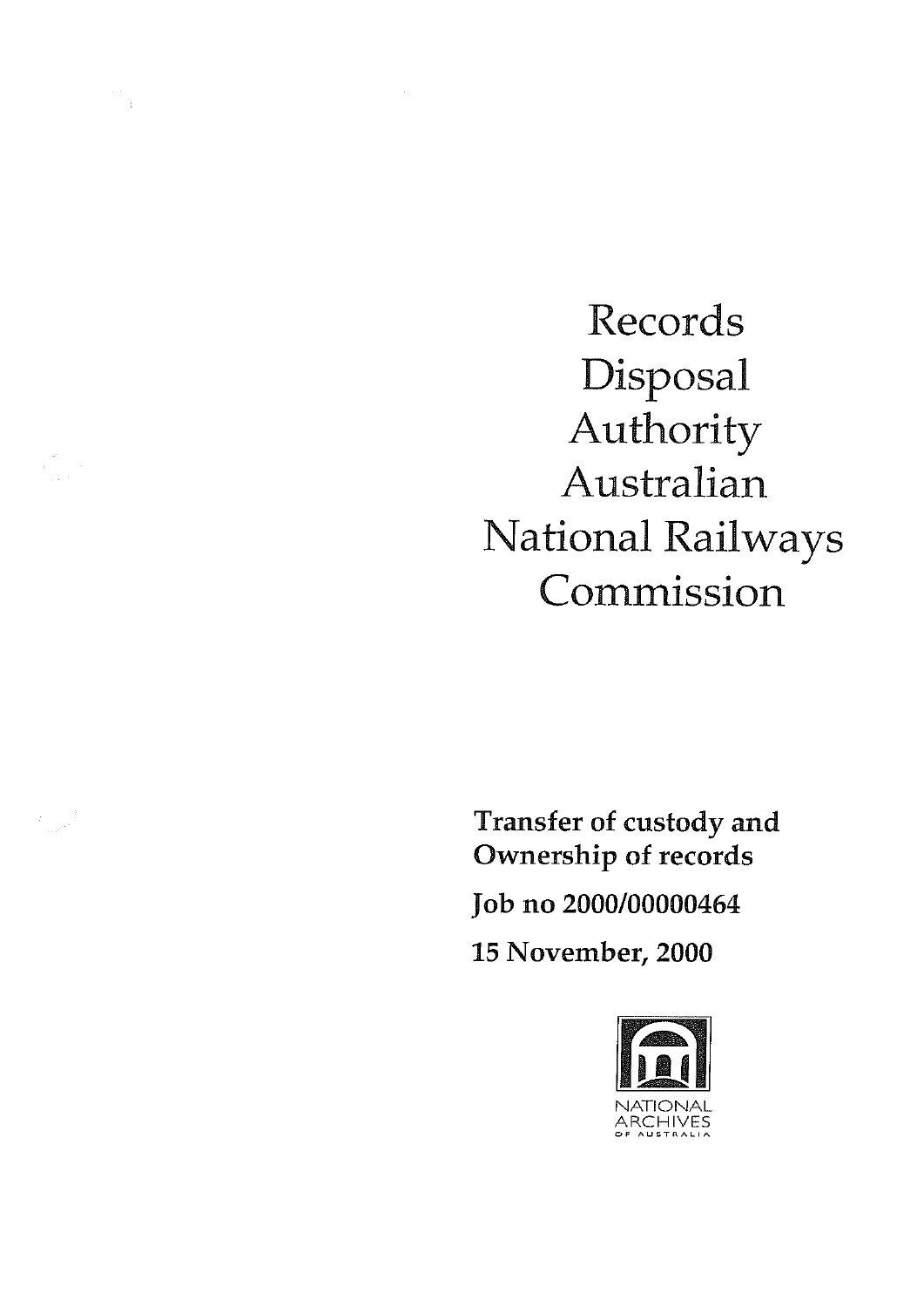# Records Disposal Authority Australian National Railways Commission

**Transfer of custody and Ownership of records**

**Job no 2000/00000464**

**15 November, 2000**

NATIONAL ARCHIVES OF AUSTRALIA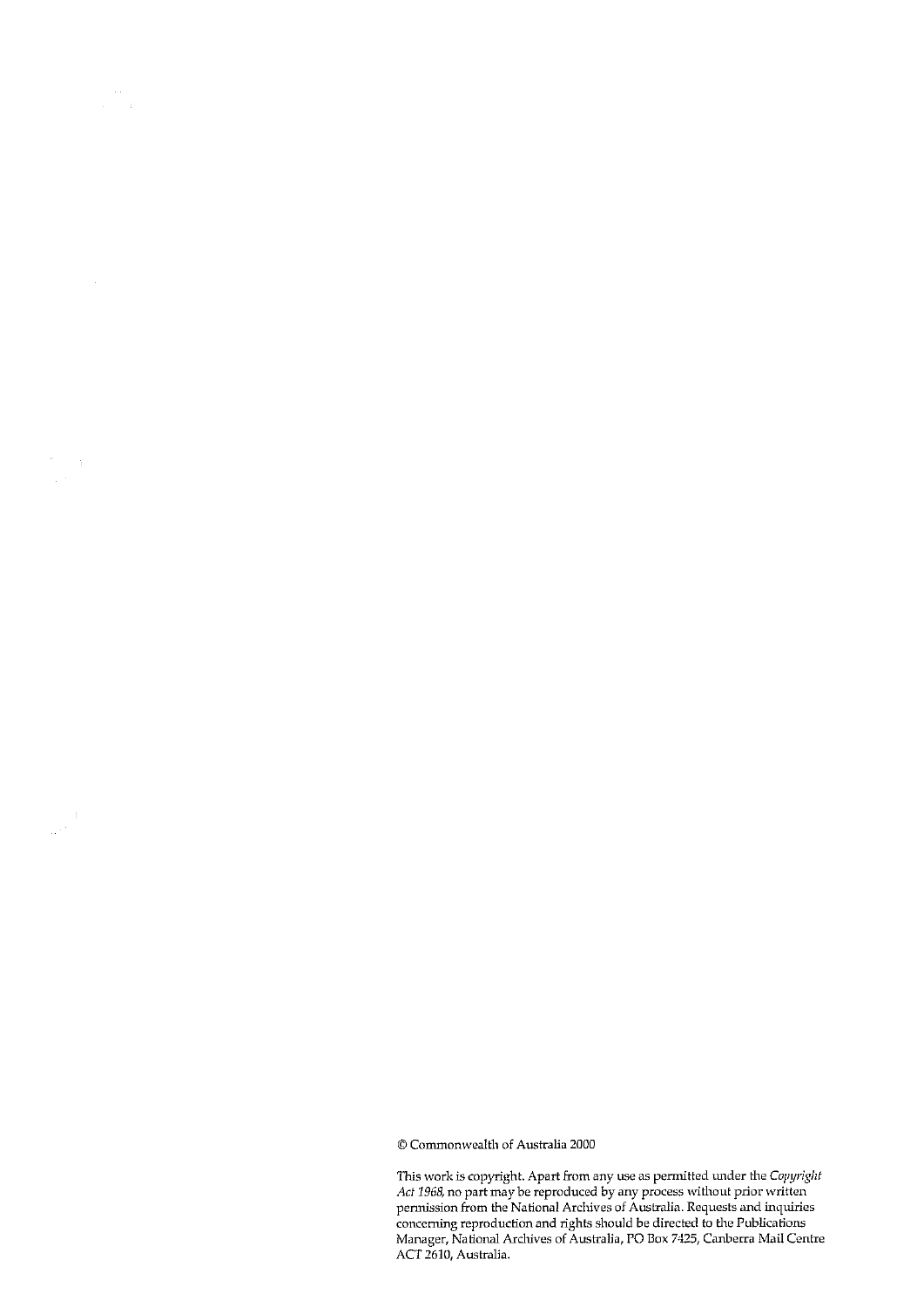© Commonwealth of Australia 2000

This work is copyright. Apart from any use as permitted under the *Copyright Act 1968*, no part may be reproduced by any process without prior written permission from the National Archives of Australia. Requests and inquiries concerning reproduction and rights should be directed to the Publications Manager, National Archives of Australia, PO Box 7425, Canberra Mail Centre ACT 2610, Australia.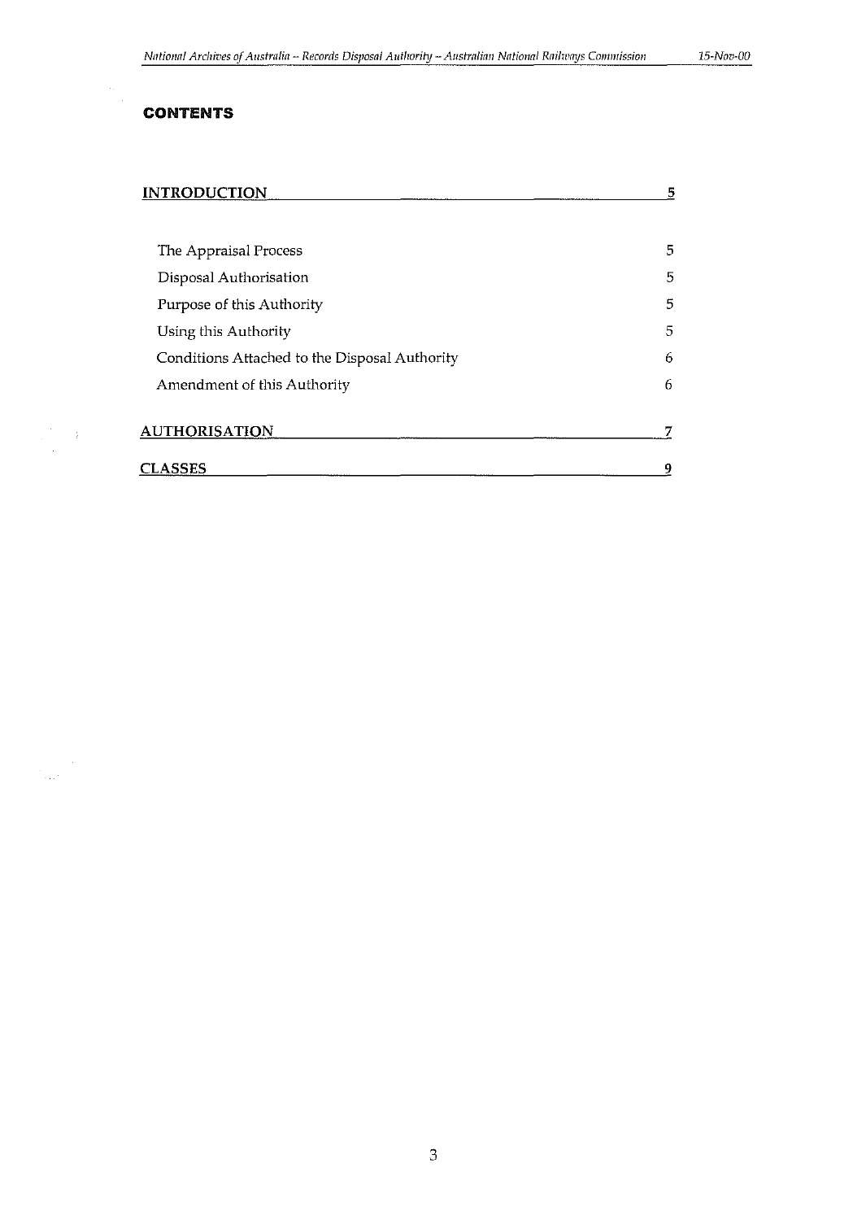## CONTENTS

| | |
|---|---|
| **INTRODUCTION** | **5** |
| The Appraisal Process | 5 |
| Disposal Authorisation | 5 |
| Purpose of this Authority | 5 |
| Using this Authority | 5 |
| Conditions Attached to the Disposal Authority | 6 |
| Amendment of this Authority | 6 |
| **AUTHORISATION** | **7** |
| **CLASSES** | **9** |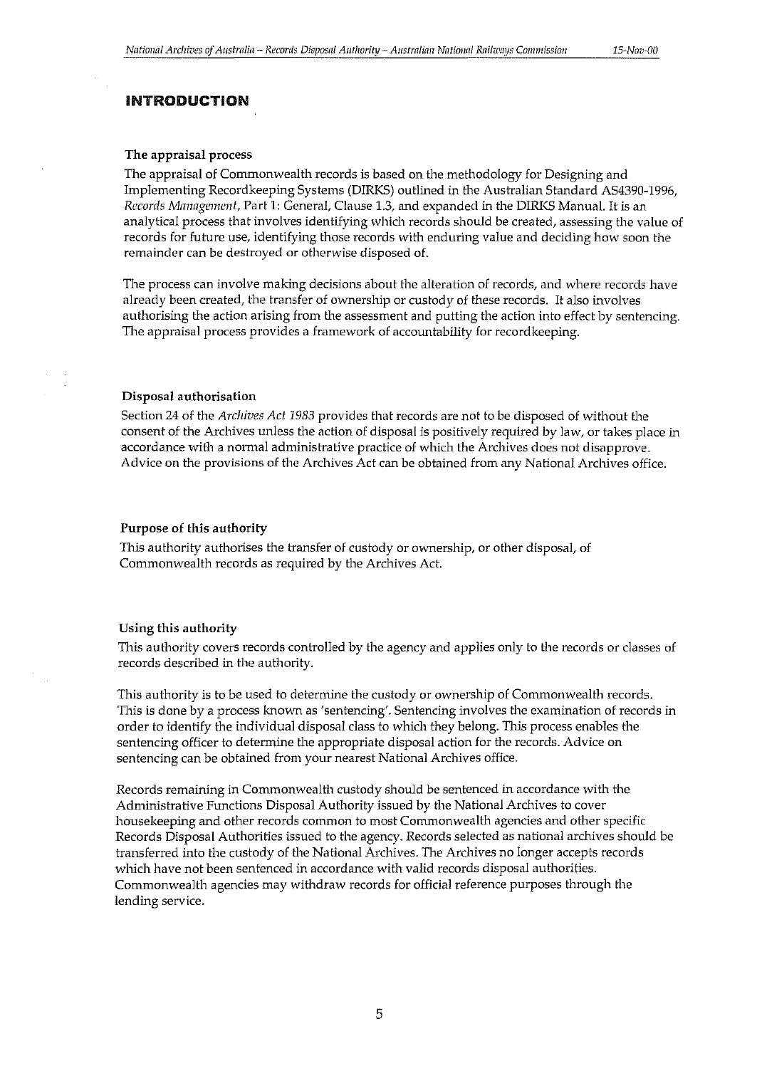# INTRODUCTION

### The appraisal process

The appraisal of Commonwealth records is based on the methodology for Designing and Implementing Recordkeeping Systems (DIRKS) outlined in the Australian Standard AS4390-1996, *Records Management*, Part 1: General, Clause 1.3, and expanded in the DIRKS Manual. It is an analytical process that involves identifying which records should be created, assessing the value of records for future use, identifying those records with enduring value and deciding how soon the remainder can be destroyed or otherwise disposed of.

The process can involve making decisions about the alteration of records, and where records have already been created, the transfer of ownership or custody of these records. It also involves authorising the action arising from the assessment and putting the action into effect by sentencing. The appraisal process provides a framework of accountability for recordkeeping.

### Disposal authorisation

Section 24 of the *Archives Act 1983* provides that records are not to be disposed of without the consent of the Archives unless the action of disposal is positively required by law, or takes place in accordance with a normal administrative practice of which the Archives does not disapprove. Advice on the provisions of the Archives Act can be obtained from any National Archives office.

### Purpose of this authority

This authority authorises the transfer of custody or ownership, or other disposal, of Commonwealth records as required by the Archives Act.

### Using this authority

This authority covers records controlled by the agency and applies only to the records or classes of records described in the authority.

This authority is to be used to determine the custody or ownership of Commonwealth records. This is done by a process known as 'sentencing'. Sentencing involves the examination of records in order to identify the individual disposal class to which they belong. This process enables the sentencing officer to determine the appropriate disposal action for the records. Advice on sentencing can be obtained from your nearest National Archives office.

Records remaining in Commonwealth custody should be sentenced in accordance with the Administrative Functions Disposal Authority issued by the National Archives to cover housekeeping and other records common to most Commonwealth agencies and other specific Records Disposal Authorities issued to the agency. Records selected as national archives should be transferred into the custody of the National Archives. The Archives no longer accepts records which have not been sentenced in accordance with valid records disposal authorities. Commonwealth agencies may withdraw records for official reference purposes through the lending service.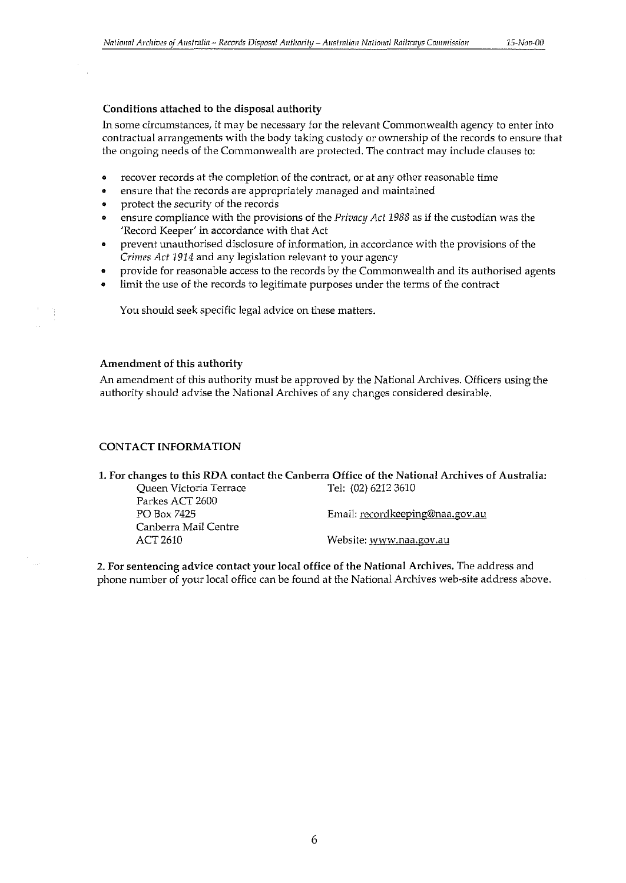### Conditions attached to the disposal authority

In some circumstances, it may be necessary for the relevant Commonwealth agency to enter into contractual arrangements with the body taking custody or ownership of the records to ensure that the ongoing needs of the Commonwealth are protected. The contract may include clauses to:

- recover records at the completion of the contract, or at any other reasonable time
- ensure that the records are appropriately managed and maintained
- protect the security of the records
- ensure compliance with the provisions of the *Privacy Act 1988* as if the custodian was the 'Record Keeper' in accordance with that Act
- prevent unauthorised disclosure of information, in accordance with the provisions of the *Crimes Act 1914* and any legislation relevant to your agency
- provide for reasonable access to the records by the Commonwealth and its authorised agents
- limit the use of the records to legitimate purposes under the terms of the contract

You should seek specific legal advice on these matters.

### Amendment of this authority

An amendment of this authority must be approved by the National Archives. Officers using the authority should advise the National Archives of any changes considered desirable.

### CONTACT INFORMATION

**1. For changes to this RDA contact the Canberra Office of the National Archives of Australia:**

| | |
|---|---|
| Queen Victoria Terrace | Tel: (02) 6212 3610 |
| Parkes ACT 2600 | |
| PO Box 7425 | Email: recordkeeping@naa.gov.au |
| Canberra Mail Centre | |
| ACT 2610 | Website: www.naa.gov.au |

**2. For sentencing advice contact your local office of the National Archives.** The address and phone number of your local office can be found at the National Archives web-site address above.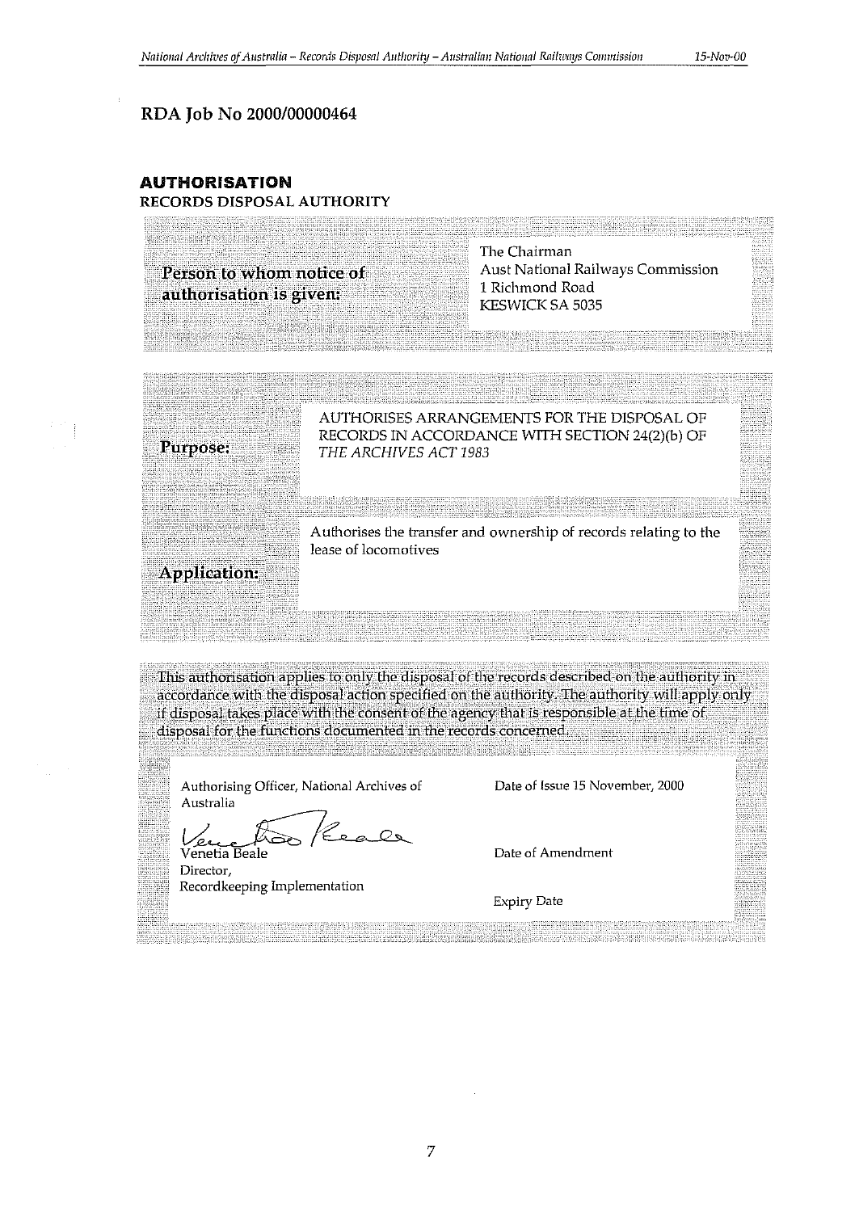## RDA Job No 2000/00000464

### AUTHORISATION

**RECORDS DISPOSAL AUTHORITY**

| | |
|---|---|
| **Person to whom notice of authorisation is given:** | The Chairman<br>Aust National Railways Commission<br>1 Richmond Road<br>KESWICK SA 5035 |

| | |
|---|---|
| **Purpose:** | AUTHORISES ARRANGEMENTS FOR THE DISPOSAL OF RECORDS IN ACCORDANCE WITH SECTION 24(2)(b) OF *THE ARCHIVES ACT 1983* |
| **Application:** | Authorises the transfer and ownership of records relating to the lease of locomotives |

This authorisation applies to only the disposal of the records described on the authority in accordance with the disposal action specified on the authority. The authority will apply only if disposal takes place with the consent of the agency that is responsible at the time of disposal for the functions documented in the records concerned.

| | |
|---|---|
| Authorising Officer, National Archives of Australia | Date of Issue 15 November, 2000 |
| Venetia Beale<br>Director,<br>Recordkeeping Implementation | Date of Amendment |
| | Expiry Date |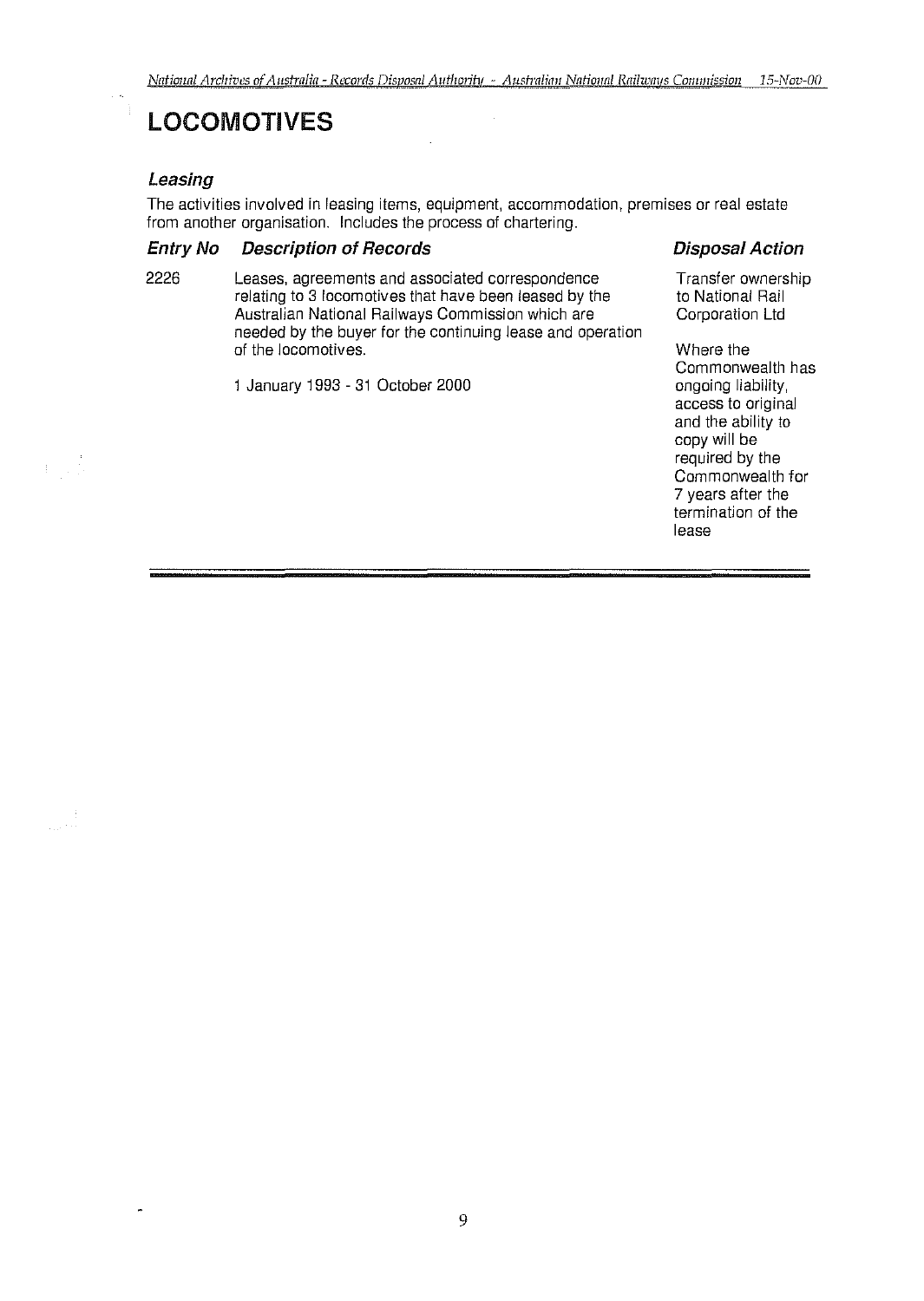# LOCOMOTIVES

### *Leasing*

The activities involved in leasing items, equipment, accommodation, premises or real estate from another organisation. Includes the process of chartering.

| *Entry No* | *Description of Records* | *Disposal Action* |
|---|---|---|
| 2226 | Leases, agreements and associated correspondence relating to 3 locomotives that have been leased by the Australian National Railways Commission which are needed by the buyer for the continuing lease and operation of the locomotives.<br><br>1 January 1993 - 31 October 2000 | Transfer ownership to National Rail Corporation Ltd<br><br>Where the Commonwealth has ongoing liability, access to original and the ability to copy will be required by the Commonwealth for 7 years after the termination of the lease |